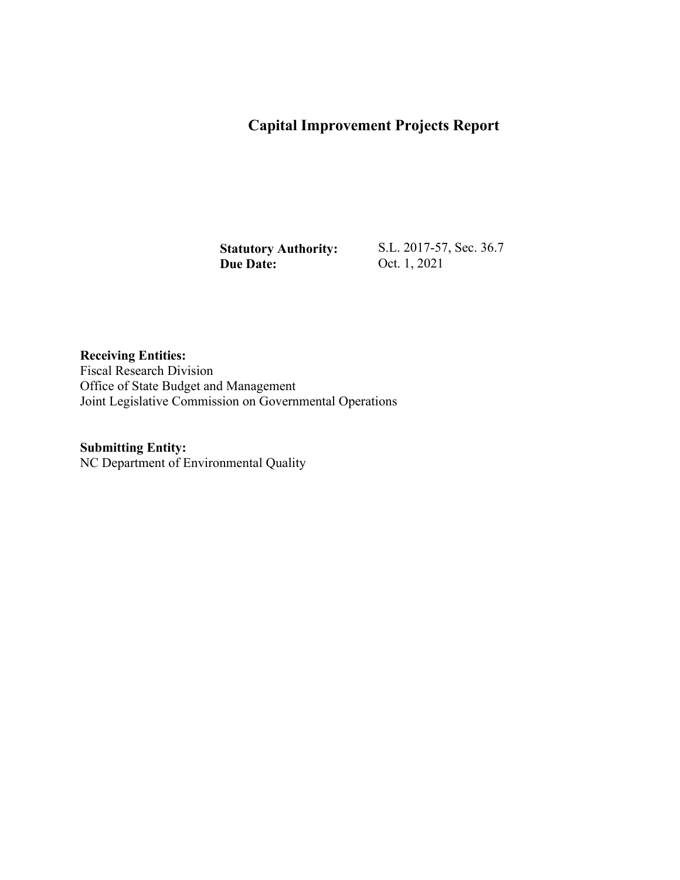# Capital Improvement Projects Report

**Statutory Authority:** S.L. 2017-57, Sec. 36.7
**Due Date:** Oct. 1, 2021

**Receiving Entities:**
Fiscal Research Division
Office of State Budget and Management
Joint Legislative Commission on Governmental Operations

**Submitting Entity:**
NC Department of Environmental Quality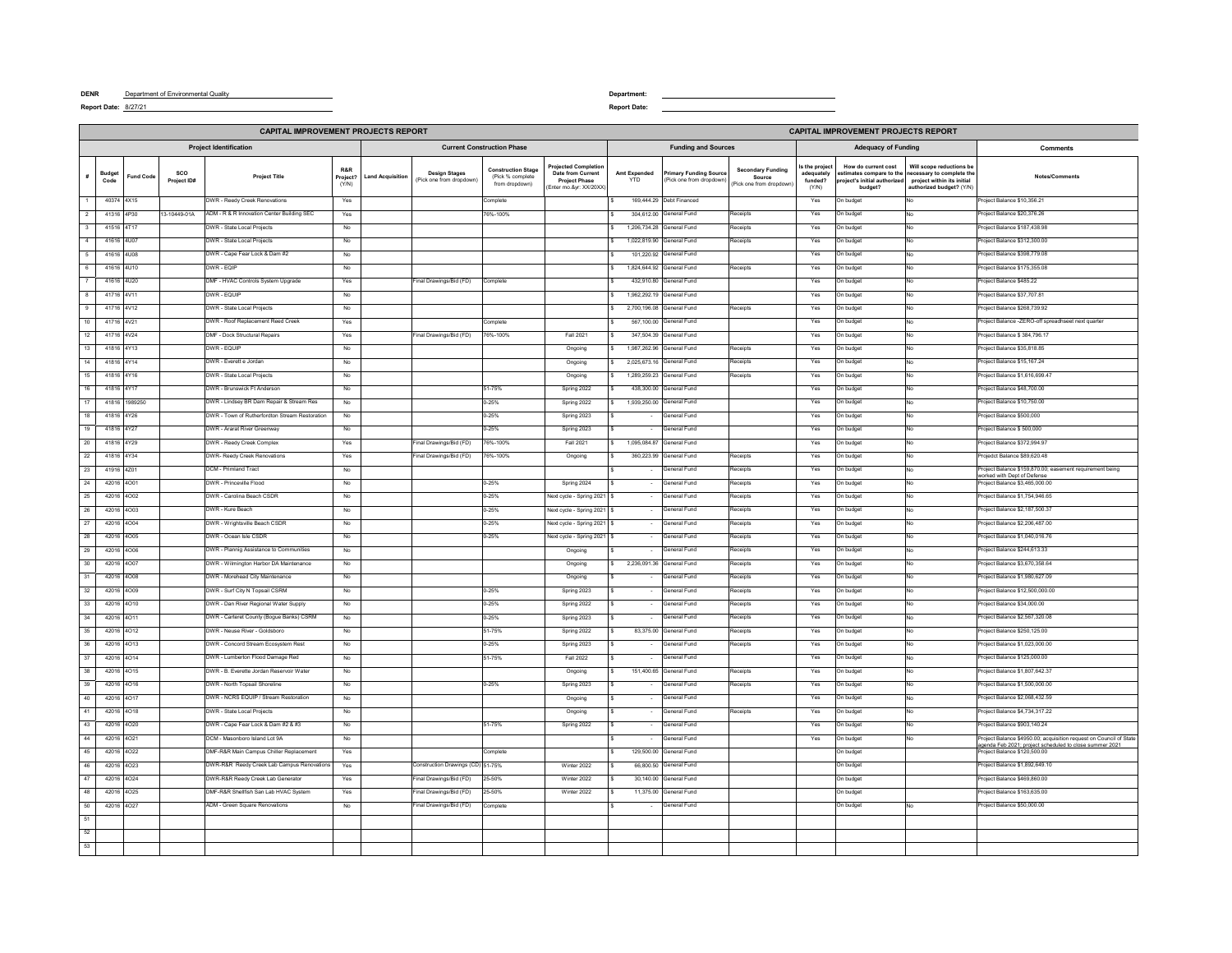**DENR** Department of Environmental Quality

**Report Date:** 8/27/21

**Department:**

**Report Date:**

| CAPITAL IMPROVEMENT PROJECTS REPORT | | | | | | | | | | CAPITAL IMPROVEMENT PROJECTS REPORT | | | | | | | |
|---|---|---|---|---|---|---|---|---|---|---|---|---|---|---|---|---|---|
| Project Identification | | | | | Current Construction Phase | | | | | Funding and Sources | | | Adequacy of Funding | | | | Comments |
| # | Budget Code | Fund Code | SCO Project ID# | Project Title | R&R Project? (Y/N) | Land Acquisition | Design Stages (Pick one from dropdown) | Construction Stage (Pick % complete from dropdown) | Projected Completion Date from Current Project Phase (Enter mo.&yr: XX/20XX) | Amt Expended YTD | Primary Funding Source (Pick one from dropdown) | Secondary Funding Source (Pick one from dropdown) | Is the project adequately funded? (Y/N) | How do current cost estimates compare to the project's initial authorized budget? | Will scope reductions be necessary to complete the project within its initial authorized budget? (Y/N) | Notes/Comments |
| 1 | 40374 | 4X15 | | DWR - Reedy Creek Renovations | Yes | | | Complete | | $ 169,444.29 | Debt Financed | | Yes | On budget | No | Project Balance $10,356.21 |
| 2 | 41316 | 4P30 | 13-10449-01A | ADM - R & R Innovation Center Building SEC | Yes | | | 76%-100% | | $ 304,612.00 | General Fund | Receipts | Yes | On budget | No | Project Balance $20,376.26 |
| 3 | 41516 | 4T17 | | DWR - State Local Projects | No | | | | | $ 1,206,734.28 | General Fund | Receipts | Yes | On budget | No | Project Balance $187,438.98 |
| 4 | 41616 | 4U07 | | DWR - State Local Projects | No | | | | | $ 1,022,819.90 | General Fund | Receipts | Yes | On budget | No | Project Balance $312,300.00 |
| 5 | 41616 | 4U08 | | DWR - Cape Fear Lock & Dam #2 | No | | | | | $ 101,220.92 | General Fund | | Yes | On budget | No | Project Balance $398,779.08 |
| 6 | 41616 | 4U10 | | DWR - EQIP | No | | | | | $ 1,824,644.92 | General Fund | Receipts | Yes | On budget | No | Project Balance $175,355.08 |
| 7 | 41616 | 4U20 | | DMF - HVAC Controls System Upgrade | Yes | | Final Drawings/Bid (FD) | Complete | | $ 432,910.80 | General Fund | | Yes | On budget | No | Project Balance $485.22 |
| 8 | 41716 | 4V11 | | DWR - EQUIP | No | | | | | $ 1,962,292.19 | General Fund | | Yes | On budget | No | Project Balance $37,707.81 |
| 9 | 41716 | 4V12 | | DWR - State Local Projects | No | | | | | $ 2,700,196.08 | General Fund | Receipts | Yes | On budget | No | Project Balance $268,739.92 |
| 10 | 41716 | 4V21 | | DWR - Roof Replacement Reed Creek | Yes | | | Complete | | $ 567,100.00 | General Fund | | Yes | On budget | No | Project Balance -ZERO-off spreadhseet next quarter |
| 12 | 41716 | 4V24 | | DMF - Dock Structural Repairs | Yes | | Final Drawings/Bid (FD) | 76%-100% | Fall 2021 | $ 347,504.39 | General Fund | | Yes | On budget | No | Project Balance $ 384,796.17 |
| 13 | 41816 | 4Y13 | | DWR - EQUIP | No | | | | Ongoing | $ 1,987,262.96 | General Fund | Receipts | Yes | On budget | No | Project Balance $35,818.85 |
| 14 | 41816 | 4Y14 | | DWR - Everett e Jordan | No | | | | Ongoing | $ 2,025,673.16 | General Fund | Receipts | Yes | On budget | No | Project Balance $15,167.24 |
| 15 | 41816 | 4Y16 | | DWR - State Local Projects | No | | | | Ongoing | $ 1,289,259.23 | General Fund | Receipts | Yes | On budget | No | Project Balance $1,616,699.47 |
| 16 | 41816 | 4Y17 | | DWR - Brunswick Ft Anderson | No | | | 51-75% | Spring 2022 | $ 438,300.00 | General Fund | | Yes | On budget | No | Project Balance $48,700.00 |
| 17 | 41816 | 1989250 | | DWR - Lindsey BR Dam Repair & Stream Res | No | | | 0-25% | Spring 2022 | $ 1,939,250.00 | General Fund | | Yes | On budget | No | Project Balance $10,750.00 |
| 18 | 41816 | 4Y26 | | DWR - Town of Rutherfordton Stream Restoration | No | | | 0-25% | Spring 2023 | $ - | General Fund | | Yes | On budget | No | Project Balance $500,000 |
| 19 | 41816 | 4Y27 | | DWR - Ararat River Greenway | No | | | 0-25% | Spring 2023 | $ - | General Fund | | Yes | On budget | No | Project Balance $ 500,000 |
| 20 | 41816 | 4Y29 | | DWR - Reedy Creek Complex | Yes | | Final Drawings/Bid (FD) | 76%-100% | Fall 2021 | $ 1,095,084.87 | General Fund | | Yes | On budget | No | Project Balance $372,994.97 |
| 22 | 41816 | 4Y34 | | DWR- Reedy Creek Renovations | Yes | | Final Drawings/Bid (FD) | 76%-100% | Ongoing | $ 360,223.99 | General Fund | Receipts | Yes | On budget | No | Projedct Balance $89,620.48 |
| 23 | 41916 | 4Z01 | | DCM - Primland Tract | No | | | | | $ - | General Fund | Receipts | Yes | On budget | No | Project Balance $159,870.00; easement requirement being worked with Dept of Defense |
| 24 | 42016 | 4O01 | | DWR - Princeville Flood | No | | | 0-25% | Spring 2024 | $ - | General Fund | Receipts | Yes | On budget | No | Project Balance $3,465,000.00 |
| 25 | 42016 | 4O02 | | DWR - Carolina Beach CSDR | No | | | 0-25% | Next cycle - Spring 2021 | $ - | General Fund | Receipts | Yes | On budget | No | Project Balance $1,754,946.65 |
| 26 | 42016 | 4O03 | | DWR - Kure Beach | No | | | 0-25% | Next cycle - Spring 2021 | $ - | General Fund | Receipts | Yes | On budget | No | Project Balance $2,187,500.37 |
| 27 | 42016 | 4O04 | | DWR - Wrightsville Beach CSDR | No | | | 0-25% | Next cycle - Spring 2021 | $ - | General Fund | Receipts | Yes | On budget | No | Project Balance $2,206,487.00 |
| 28 | 42016 | 4O05 | | DWR - Ocean Isle CSDR | No | | | 0-25% | Next cycle - Spring 2021 | $ - | General Fund | Receipts | Yes | On budget | No | Project Balance $1,040,016.76 |
| 29 | 42016 | 4O06 | | DWR - Plannig Assistance to Communities | No | | | | Ongoing | $ - | General Fund | Receipts | Yes | On budget | No | Project Balance $244,613.33 |
| 30 | 42016 | 4O07 | | DWR - Wilmington Harbor DA Maintenance | No | | | | Ongoing | $ 2,236,091.36 | General Fund | Receipts | Yes | On budget | No | Project Balance $3,670,358.64 |
| 31 | 42016 | 4O08 | | DWR - Morehead City Maintenance | No | | | | Ongoing | $ - | General Fund | Receipts | Yes | On budget | No | Project Balance $1,980,627.09 |
| 32 | 42016 | 4O09 | | DWR - Surf City N Topsail CSRM | No | | | 0-25% | Spring 2023 | $ - | General Fund | Receipts | Yes | On budget | No | Project Balance $12,500,000.00 |
| 33 | 42016 | 4O10 | | DWR - Dan River Regional Water Supply | No | | | 0-25% | Spring 2022 | $ - | General Fund | Receipts | Yes | On budget | No | Project Balance $34,000.00 |
| 34 | 42016 | 4O11 | | DWR - Carteret County (Bogue Banks) CSRM | No | | | 0-25% | Spring 2023 | $ - | General Fund | Receipts | Yes | On budget | No | Project Balance $2,567,320.08 |
| 35 | 42016 | 4O12 | | DWR - Neuse River - Goldsboro | No | | | 51-75% | Spring 2022 | $ 83,375.00 | General Fund | Receipts | Yes | On budget | No | Project Balance $250,125.00 |
| 36 | 42016 | 4O13 | | DWR - Concord Stream Ecosystem Rest | No | | | 0-25% | Spring 2023 | $ - | General Fund | Receipts | Yes | On budget | No | Project Balance $1,023,000.00 |
| 37 | 42016 | 4O14 | | DWR - Lumberton Flood Damage Red | No | | | 51-75% | Fall 2022 | $ - | General Fund | | Yes | On budget | No | Project Balance $125,000.00 |
| 38 | 42016 | 4O15 | | DWR - B. Everette Jordan Reservoir Water | No | | | | Ongoing | $ 151,400.65 | General Fund | Receipts | Yes | On budget | No | Project Balance $1,807,642.37 |
| 39 | 42016 | 4O16 | | DWR - North Topsail Shoreline | No | | | 0-25% | Spring 2023 | $ - | General Fund | Receipts | Yes | On budget | No | Project Balance $1,500,000.00 |
| 40 | 42016 | 4O17 | | DWR - NCRS EQUIP / Stream Restoration | No | | | | Ongoing | $ - | General Fund | | Yes | On budget | No | Project Balance $2,068,432.59 |
| 41 | 42016 | 4O18 | | DWR - State Local Projects | No | | | | Ongoing | $ - | General Fund | Receipts | Yes | On budget | No | Project Balance $4,734,317.22 |
| 43 | 42016 | 4O20 | | DWR - Cape Fear Lock & Dam #2 & #3 | No | | | 51-75% | Spring 2022 | $ - | General Fund | | Yes | On budget | No | Project Balance $903,140.24 |
| 44 | 42016 | 4O21 | | DCM - Masonboro Island Lot 9A | No | | | | | $ - | General Fund | | Yes | On budget | No | Project Balance $4950.00; acquisition request on Council of State agenda Feb 2021; project scheduled to close summer 2021 |
| 45 | 42016 | 4O22 | | DMF-R&R Main Campus Chiller Replacement | Yes | | | Complete | | $ 129,500.00 | General Fund | | | On budget | | Project Balance $120,500.00 |
| 46 | 42016 | 4O23 | | DWR-R&R Reedy Creek Lab Campus Renovations | Yes | | Construction Drawings (CD) | 51-75% | Winter 2022 | $ 66,800.50 | General Fund | | | On budget | | Project Balance $1,892,649.10 |
| 47 | 42016 | 4O24 | | DWR-R&R Reedy Creek Lab Generator | Yes | | Final Drawings/Bid (FD) | 25-50% | Winter 2022 | $ 30,140.00 | General Fund | | | On budget | | Project Balance $469,860.00 |
| 48 | 42016 | 4O25 | | DMF-R&R Shellfish San Lab HVAC System | Yes | | Final Drawings/Bid (FD) | 25-50% | Winter 2022 | $ 11,375.00 | General Fund | | | On budget | | Project Balance $163,635.00 |
| 50 | 42016 | 4O27 | | ADM - Green Square Renovations | No | | Final Drawings/Bid (FD) | Complete | | $ - | General Fund | | | On budget | No | Project Balance $50,000.00 |
| 51 | | | | | | | | | | | | | | | | |
| 52 | | | | | | | | | | | | | | | | |
| 53 | | | | | | | | | | | | | | | | |